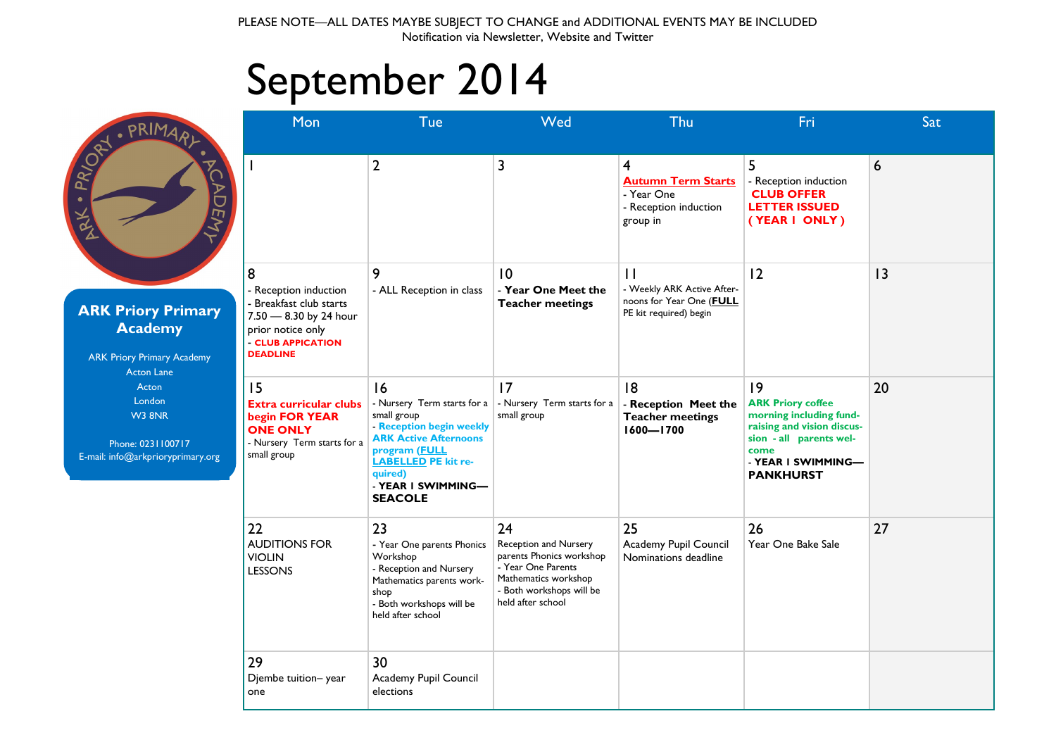PLEASE NOTE—ALL DATES MAYBE SUBJECT TO CHANGE and ADDITIONAL EVENTS MAY BE INCLUDED
Notification via Newsletter, Website and Twitter

# September 2014

**ARK Priory Primary Academy**

ARK Priory Primary Academy
Acton Lane
Acton
London
W3 8NR

Phone: 0231100717
E-mail: info@arkprioryprimary.org

| Mon | Tue | Wed | Thu | Fri | Sat |
|---|---|---|---|---|---|
| 1 | 2 | 3 | 4 **Autumn Term Starts** - Year One - Reception induction group in | 5 - Reception induction **CLUB OFFER LETTER ISSUED ( YEAR 1 ONLY )** | 6 |
| 8 - Reception induction - Breakfast club starts 7.50 — 8.30 by 24 hour prior notice only - **CLUB APPICATION DEADLINE** | 9 - ALL Reception in class | 10 - **Year One Meet the Teacher meetings** | 11 - Weekly ARK Active Afternoons for Year One (**FULL** PE kit required) begin | 12 | 13 |
| 15 **Extra curricular clubs begin FOR YEAR ONE ONLY** - Nursery Term starts for a small group | 16 - Nursery Term starts for a small group - **Reception begin weekly ARK Active Afternoons program (FULL LABELLED PE kit required)** - **YEAR 1 SWIMMING—SEACOLE** | 17 - Nursery Term starts for a small group | 18 - **Reception Meet the Teacher meetings 1600—1700** | 19 **ARK Priory coffee morning including fund-raising and vision discussion - all parents welcome** - **YEAR 1 SWIMMING—PANKHURST** | 20 |
| 22 AUDITIONS FOR VIOLIN LESSONS | 23 - Year One parents Phonics Workshop - Reception and Nursery Mathematics parents workshop - Both workshops will be held after school | 24 Reception and Nursery parents Phonics workshop - Year One Parents Mathematics workshop - Both workshops will be held after school | 25 Academy Pupil Council Nominations deadline | 26 Year One Bake Sale | 27 |
| 29 Djembe tuition– year one | 30 Academy Pupil Council elections | | | | |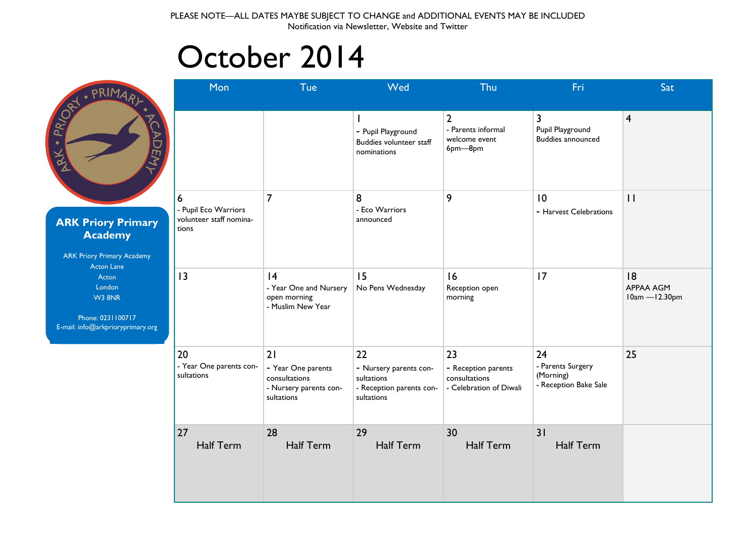PLEASE NOTE—ALL DATES MAYBE SUBJECT TO CHANGE and ADDITIONAL EVENTS MAY BE INCLUDED
Notification via Newsletter, Website and Twitter

# October 2014

**ARK Priory Primary Academy**

ARK Priory Primary Academy
Acton Lane
Acton
London
W3 8NR

Phone: 0231100717
E-mail: info@arkprioryprimary.org

| Mon | Tue | Wed | Thu | Fri | Sat |
|---|---|---|---|---|---|
| | | 1 - Pupil Playground Buddies volunteer staff nominations | 2 - Parents informal welcome event 6pm—8pm | 3 Pupil Playground Buddies announced | 4 |
| 6 - Pupil Eco Warriors volunteer staff nominations | 7 | 8 - Eco Warriors announced | 9 | 10 - Harvest Celebrations | 11 |
| 13 | 14 - Year One and Nursery open morning - Muslim New Year | 15 No Pens Wednesday | 16 Reception open morning | 17 | 18 APPAA AGM 10am —12.30pm |
| 20 - Year One parents consultations | 21 - Year One parents consultations - Nursery parents consultations | 22 - Nursery parents consultations - Reception parents consultations | 23 - Reception parents consultations - Celebration of Diwali | 24 - Parents Surgery (Morning) - Reception Bake Sale | 25 |
| 27 Half Term | 28 Half Term | 29 Half Term | 30 Half Term | 31 Half Term | |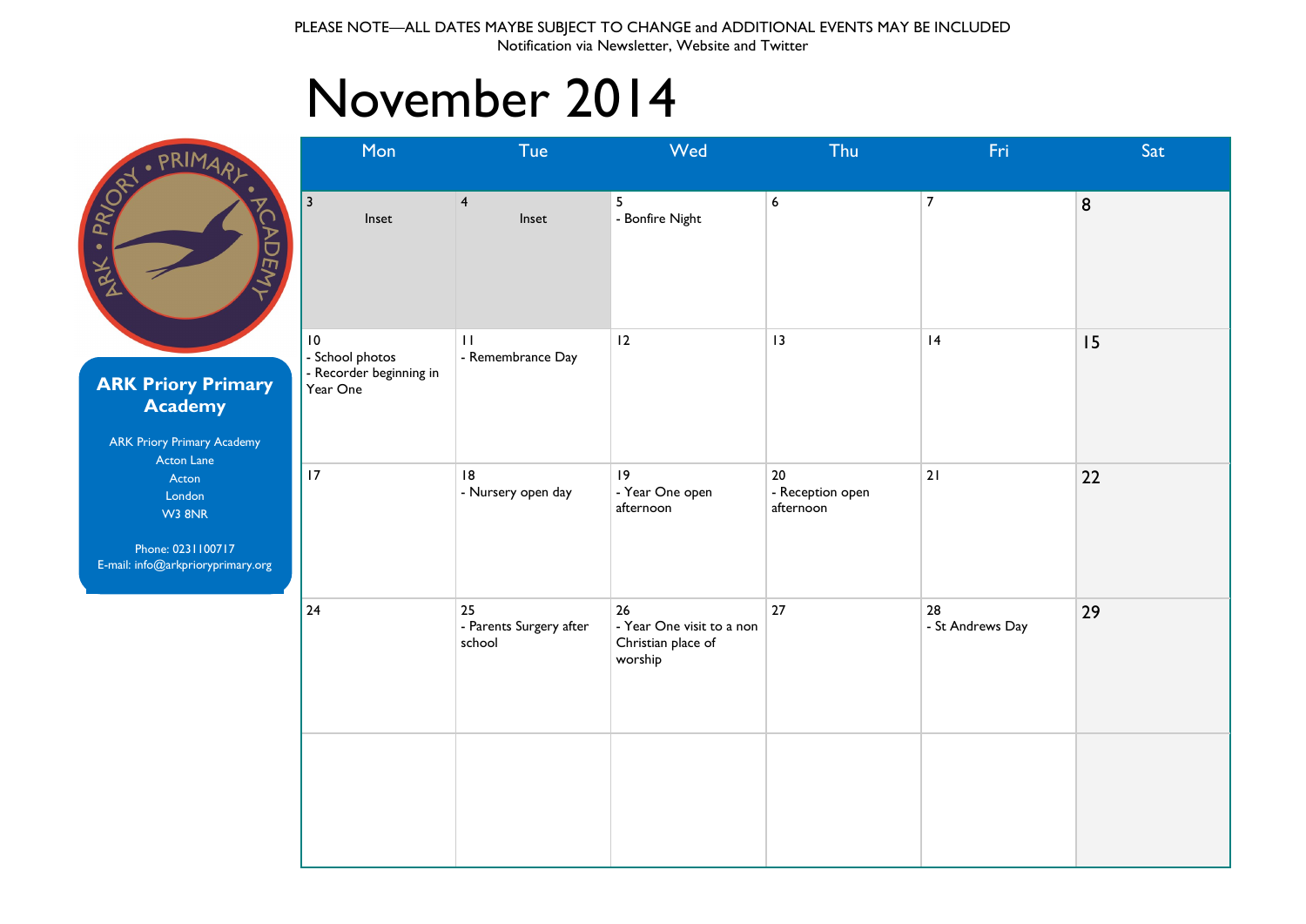PLEASE NOTE—ALL DATES MAYBE SUBJECT TO CHANGE and ADDITIONAL EVENTS MAY BE INCLUDED
Notification via Newsletter, Website and Twitter

# November 2014

**ARK Priory Primary Academy**

ARK Priory Primary Academy
Acton Lane
Acton
London
W3 8NR

Phone: 0231100717
E-mail: info@arkprioryprimary.org

| Mon | Tue | Wed | Thu | Fri | Sat |
|---|---|---|---|---|---|
| 3 Inset | 4 Inset | 5 - Bonfire Night | 6 | 7 | 8 |
| 10 - School photos - Recorder beginning in Year One | 11 - Remembrance Day | 12 | 13 | 14 | 15 |
| 17 | 18 - Nursery open day | 19 - Year One open afternoon | 20 - Reception open afternoon | 21 | 22 |
| 24 | 25 - Parents Surgery after school | 26 - Year One visit to a non Christian place of worship | 27 | 28 - St Andrews Day | 29 |
| | | | | | |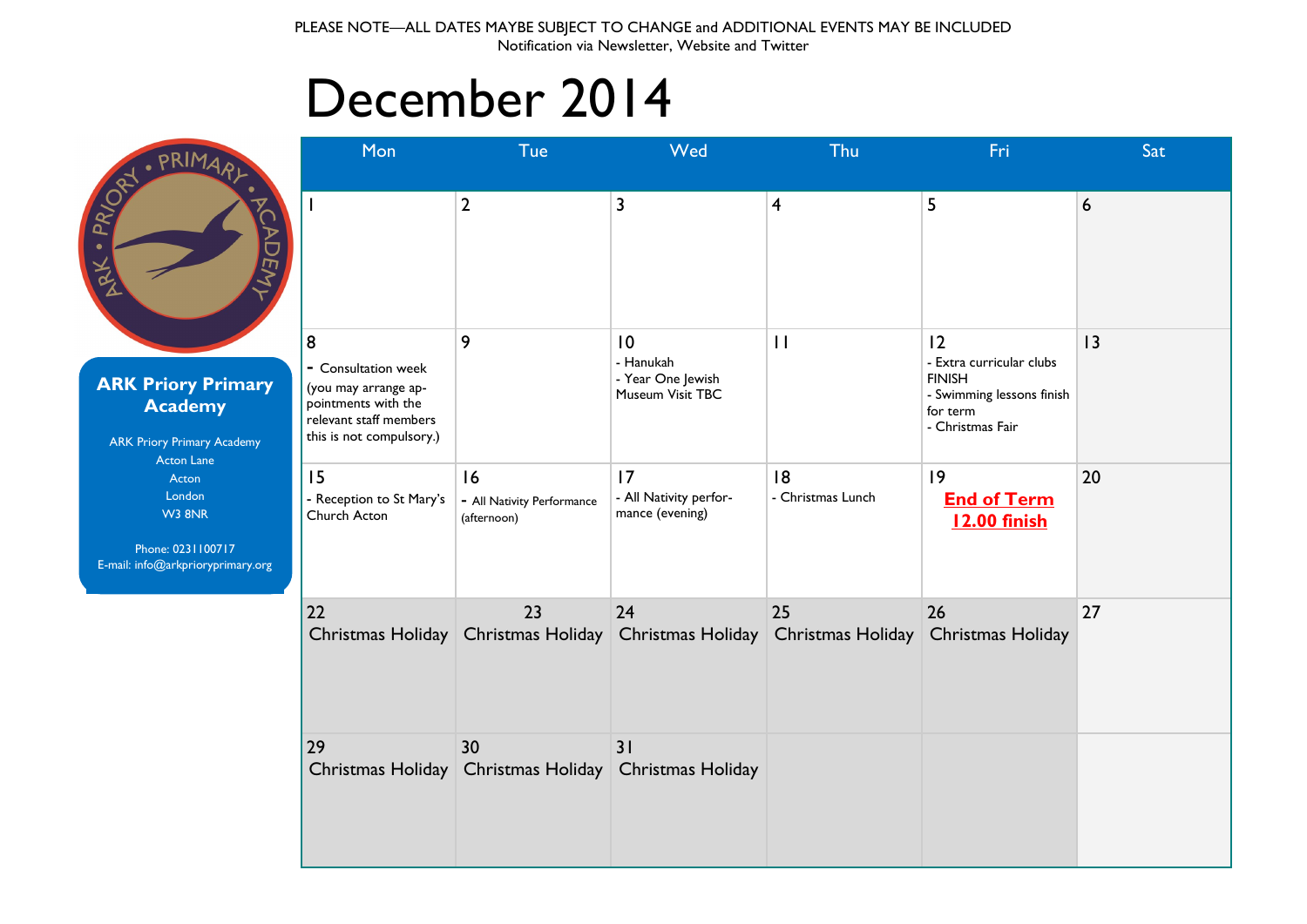PLEASE NOTE—ALL DATES MAYBE SUBJECT TO CHANGE and ADDITIONAL EVENTS MAY BE INCLUDED
Notification via Newsletter, Website and Twitter

# December 2014

**ARK Priory Primary Academy**

ARK Priory Primary Academy
Acton Lane
Acton
London
W3 8NR

Phone: 0231100717
E-mail: info@arkprioryprimary.org

| Mon | Tue | Wed | Thu | Fri | Sat |
|---|---|---|---|---|---|
| 1 | 2 | 3 | 4 | 5 | 6 |
| 8 - Consultation week (you may arrange appointments with the relevant staff members this is not compulsory.) | 9 | 10 - Hanukah - Year One Jewish Museum Visit TBC | 11 | 12 - Extra curricular clubs FINISH - Swimming lessons finish for term - Christmas Fair | 13 |
| 15 - Reception to St Mary's Church Acton | 16 - All Nativity Performance (afternoon) | 17 - All Nativity performance (evening) | 18 - Christmas Lunch | 19 **End of Term 12.00 finish** | 20 |
| 22 Christmas Holiday | 23 Christmas Holiday | 24 Christmas Holiday | 25 Christmas Holiday | 26 Christmas Holiday | 27 |
| 29 Christmas Holiday | 30 Christmas Holiday | 31 Christmas Holiday | | | |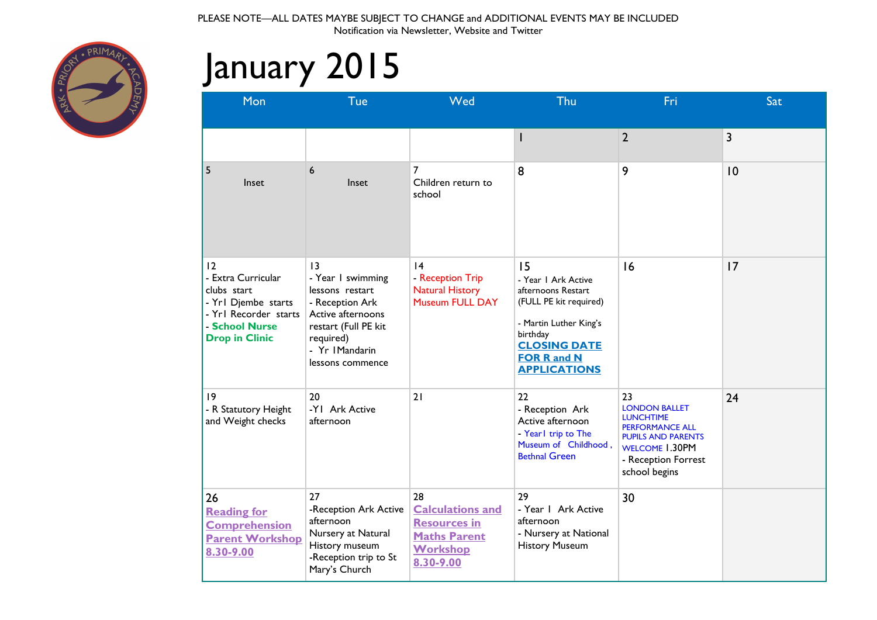PLEASE NOTE—ALL DATES MAYBE SUBJECT TO CHANGE and ADDITIONAL EVENTS MAY BE INCLUDED
Notification via Newsletter, Website and Twitter

# January 2015

| Mon | Tue | Wed | Thu | Fri | Sat |
|---|---|---|---|---|---|
| | | | 1 | 2 | 3 |
| 5<br>Inset | 6<br>Inset | 7<br>Children return to school | 8 | 9 | 10 |
| 12<br>- Extra Curricular clubs start<br>- Yr1 Djembe starts<br>- Yr1 Recorder starts<br>- **School Nurse Drop in Clinic** | 13<br>- Year 1 swimming lessons restart<br>- Reception Ark Active afternoons restart (Full PE kit required)<br>- Yr 1Mandarin lessons commence | 14<br>- Reception Trip Natural History Museum FULL DAY | 15<br>- Year 1 Ark Active afternoons Restart (FULL PE kit required)<br><br>- Martin Luther King's birthday<br>**CLOSING DATE FOR R and N APPLICATIONS** | 16 | 17 |
| 19<br>- R Statutory Height and Weight checks | 20<br>-Y1 Ark Active afternoon | 21 | 22<br>- Reception Ark Active afternoon<br>- Year1 trip to The Museum of Childhood , Bethnal Green | 23<br>LONDON BALLET LUNCHTIME PERFORMANCE ALL PUPILS AND PARENTS WELCOME 1.30PM<br>- Reception Forrest school begins | 24 |
| 26<br>**Reading for Comprehension Parent Workshop 8.30-9.00** | 27<br>-Reception Ark Active afternoon<br>Nursery at Natural History museum<br>-Reception trip to St Mary's Church | 28<br>**Calculations and Resources in Maths Parent Workshop 8.30-9.00** | 29<br>- Year 1 Ark Active afternoon<br>- Nursery at National History Museum | 30 | |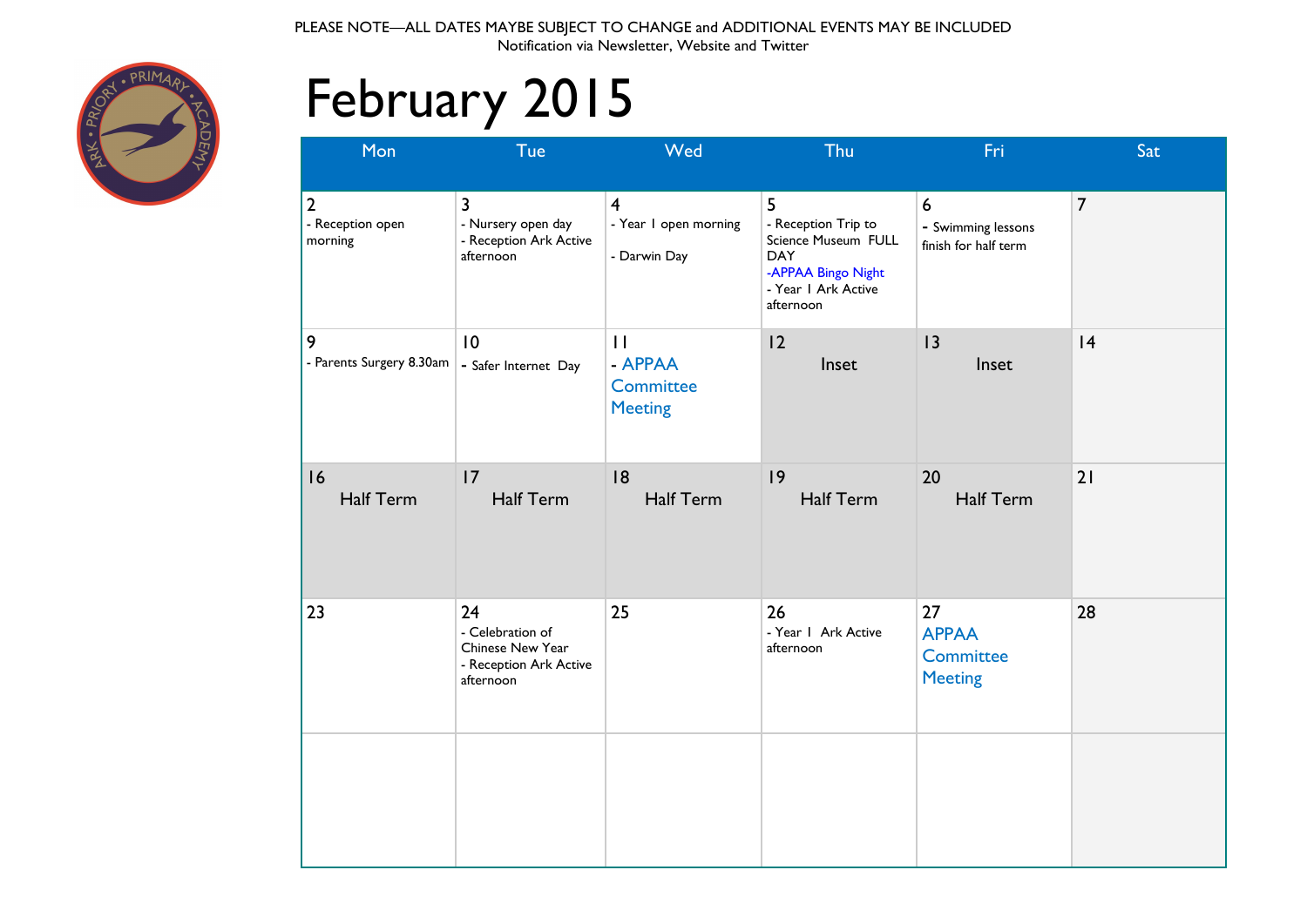PLEASE NOTE—ALL DATES MAYBE SUBJECT TO CHANGE and ADDITIONAL EVENTS MAY BE INCLUDED
Notification via Newsletter, Website and Twitter

# February 2015

| Mon | Tue | Wed | Thu | Fri | Sat |
|---|---|---|---|---|---|
| 2<br>- Reception open morning | 3<br>- Nursery open day<br>- Reception Ark Active afternoon | 4<br>- Year 1 open morning<br>- Darwin Day | 5<br>- Reception Trip to Science Museum FULL DAY<br>-APPAA Bingo Night<br>- Year 1 Ark Active afternoon | 6<br>- Swimming lessons finish for half term | 7 |
| 9<br>- Parents Surgery 8.30am | 10<br>- Safer Internet Day | 11<br>- APPAA Committee Meeting | 12<br>Inset | 13<br>Inset | 14 |
| 16<br>Half Term | 17<br>Half Term | 18<br>Half Term | 19<br>Half Term | 20<br>Half Term | 21 |
| 23 | 24<br>- Celebration of Chinese New Year<br>- Reception Ark Active afternoon | 25 | 26<br>- Year 1 Ark Active afternoon | 27<br>APPAA Committee Meeting | 28 |
| | | | | | |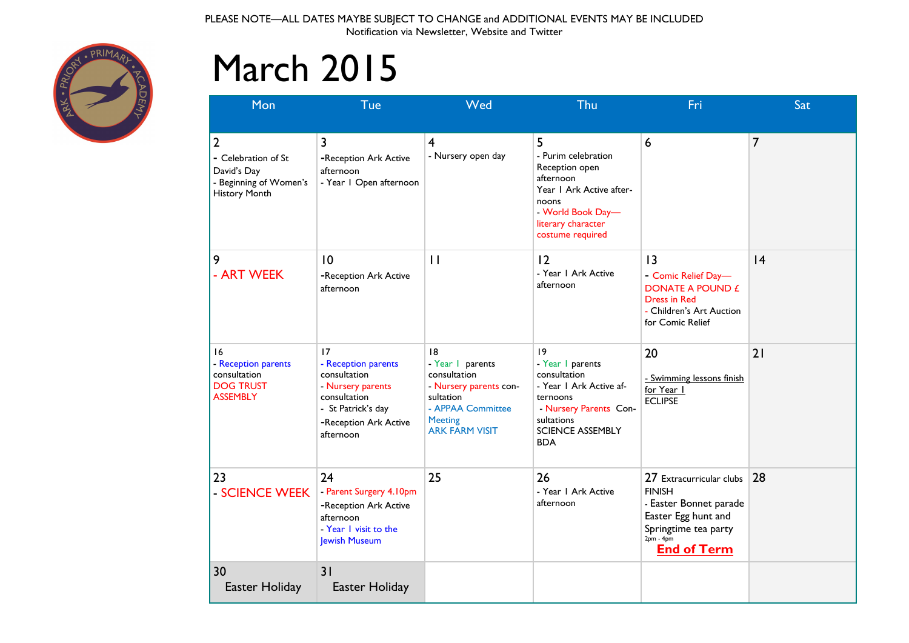PLEASE NOTE—ALL DATES MAYBE SUBJECT TO CHANGE and ADDITIONAL EVENTS MAY BE INCLUDED
Notification via Newsletter, Website and Twitter

# March 2015

| Mon | Tue | Wed | Thu | Fri | Sat |
|---|---|---|---|---|---|
| 2<br>- Celebration of St David's Day<br>- Beginning of Women's History Month | 3<br>-Reception Ark Active afternoon<br>- Year 1 Open afternoon | 4<br>- Nursery open day | 5<br>- Purim celebration<br>Reception open afternoon<br>Year 1 Ark Active after-noons<br>- World Book Day—literary character costume required | 6 | 7 |
| 9<br>- ART WEEK | 10<br>-Reception Ark Active afternoon | 11 | 12<br>- Year 1 Ark Active afternoon | 13<br>- Comic Relief Day—DONATE A POUND £ Dress in Red<br>- Children's Art Auction for Comic Relief | 14 |
| 16<br>- Reception parents consultation<br>DOG TRUST ASSEMBLY | 17<br>- Reception parents consultation<br>- Nursery parents consultation<br>- St Patrick's day<br>-Reception Ark Active afternoon | 18<br>- Year 1 parents consultation<br>- Nursery parents con-sultation<br>- APPAA Committee Meeting<br>ARK FARM VISIT | 19<br>- Year 1 parents consultation<br>- Year 1 Ark Active af-ternoons<br>- Nursery Parents Con-sultations<br>SCIENCE ASSEMBLY<br>BDA | 20<br>- Swimming lessons finish for Year 1<br>ECLIPSE | 21 |
| 23<br>- SCIENCE WEEK | 24<br>- Parent Surgery 4.10pm<br>-Reception Ark Active afternoon<br>- Year 1 visit to the Jewish Museum | 25 | 26<br>- Year 1 Ark Active afternoon | 27 Extracurricular clubs FINISH<br>- Easter Bonnet parade Easter Egg hunt and Springtime tea party<br>2pm - 4pm<br>**End of Term** | 28 |
| 30<br>Easter Holiday | 31<br>Easter Holiday | | | | |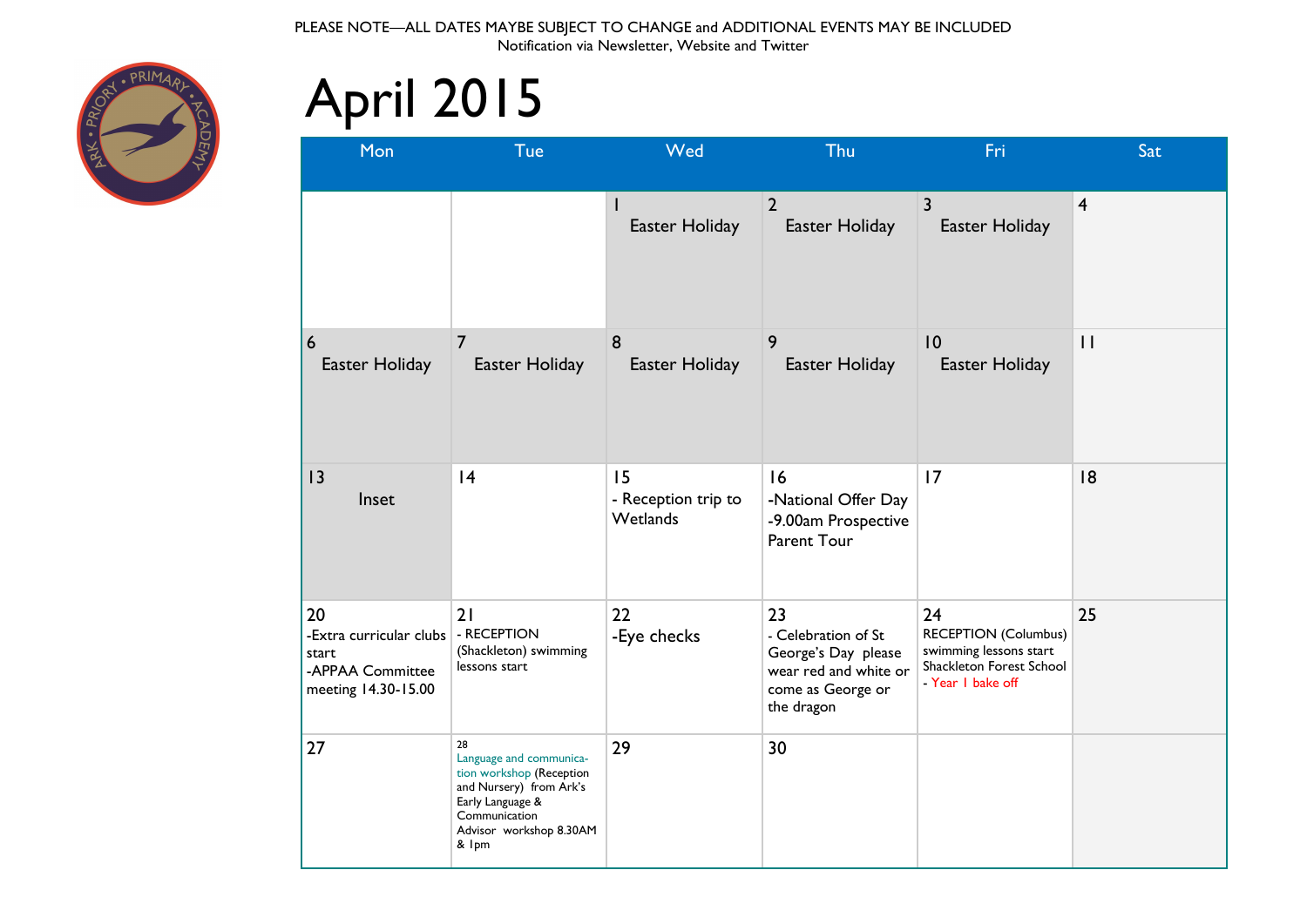PLEASE NOTE—ALL DATES MAYBE SUBJECT TO CHANGE and ADDITIONAL EVENTS MAY BE INCLUDED
Notification via Newsletter, Website and Twitter

# April 2015

| Mon | Tue | Wed | Thu | Fri | Sat |
|---|---|---|---|---|---|
| | | 1 Easter Holiday | 2 Easter Holiday | 3 Easter Holiday | 4 |
| 6 Easter Holiday | 7 Easter Holiday | 8 Easter Holiday | 9 Easter Holiday | 10 Easter Holiday | 11 |
| 13 Inset | 14 | 15 - Reception trip to Wetlands | 16 -National Offer Day -9.00am Prospective Parent Tour | 17 | 18 |
| 20 -Extra curricular clubs start -APPAA Committee meeting 14.30-15.00 | 21 - RECEPTION (Shackleton) swimming lessons start | 22 -Eye checks | 23 - Celebration of St George's Day please wear red and white or come as George or the dragon | 24 RECEPTION (Columbus) swimming lessons start Shackleton Forest School - Year 1 bake off | 25 |
| 27 | 28 Language and communication workshop (Reception and Nursery) from Ark's Early Language & Communication Advisor workshop 8.30AM & 1pm | 29 | 30 | | |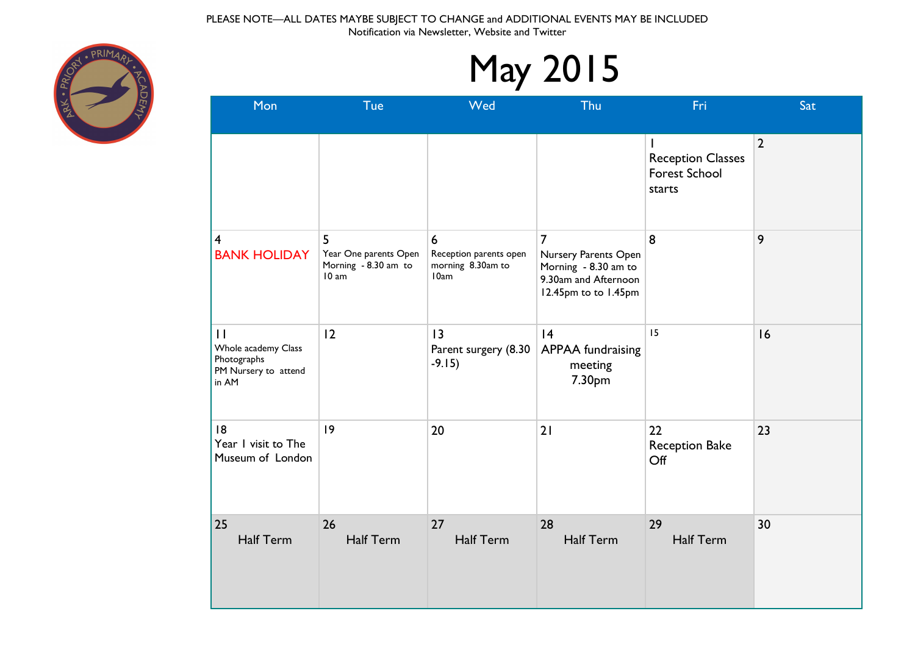PLEASE NOTE—ALL DATES MAYBE SUBJECT TO CHANGE and ADDITIONAL EVENTS MAY BE INCLUDED
Notification via Newsletter, Website and Twitter

# May 2015

| Mon | Tue | Wed | Thu | Fri | Sat |
|---|---|---|---|---|---|
| | | | | 1 Reception Classes Forest School starts | 2 |
| 4 BANK HOLIDAY | 5 Year One parents Open Morning - 8.30 am to 10 am | 6 Reception parents open morning 8.30am to 10am | 7 Nursery Parents Open Morning - 8.30 am to 9.30am and Afternoon 12.45pm to to 1.45pm | 8 | 9 |
| 11 Whole academy Class Photographs PM Nursery to attend in AM | 12 | 13 Parent surgery (8.30 -9.15) | 14 APPAA fundraising meeting 7.30pm | 15 | 16 |
| 18 Year 1 visit to The Museum of London | 19 | 20 | 21 | 22 Reception Bake Off | 23 |
| 25 Half Term | 26 Half Term | 27 Half Term | 28 Half Term | 29 Half Term | 30 |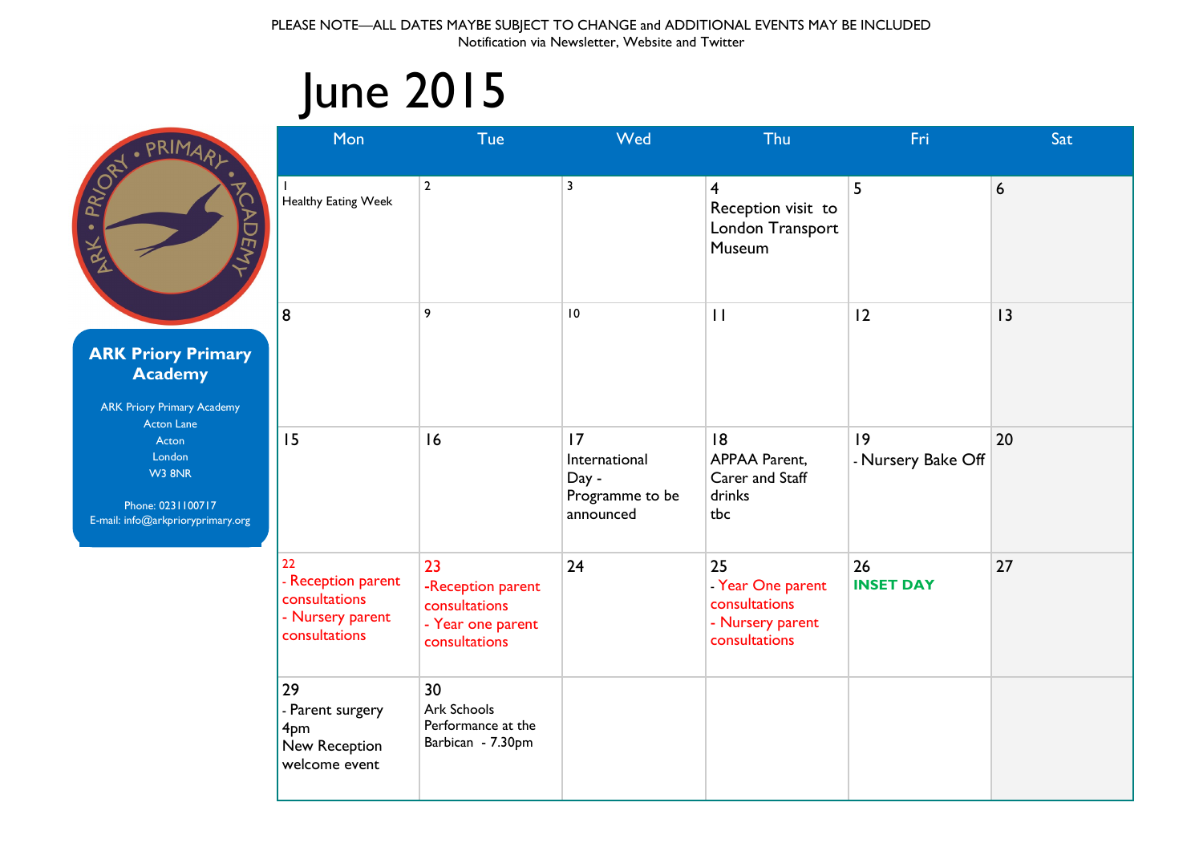PLEASE NOTE—ALL DATES MAYBE SUBJECT TO CHANGE and ADDITIONAL EVENTS MAY BE INCLUDED
Notification via Newsletter, Website and Twitter

# June 2015

**ARK Priory Primary Academy**

ARK Priory Primary Academy
Acton Lane
Acton
London
W3 8NR

Phone: 0231100717
E-mail: info@arkprioryprimary.org

| Mon | Tue | Wed | Thu | Fri | Sat |
|---|---|---|---|---|---|
| 1 Healthy Eating Week | 2 | 3 | 4 Reception visit to London Transport Museum | 5 | 6 |
| 8 | 9 | 10 | 11 | 12 | 13 |
| 15 | 16 | 17 International Day - Programme to be announced | 18 APPAA Parent, Carer and Staff drinks tbc | 19 - Nursery Bake Off | 20 |
| 22 - Reception parent consultations - Nursery parent consultations | 23 -Reception parent consultations - Year one parent consultations | 24 | 25 - Year One parent consultations - Nursery parent consultations | 26 **INSET DAY** | 27 |
| 29 - Parent surgery 4pm New Reception welcome event | 30 Ark Schools Performance at the Barbican - 7.30pm | | | | |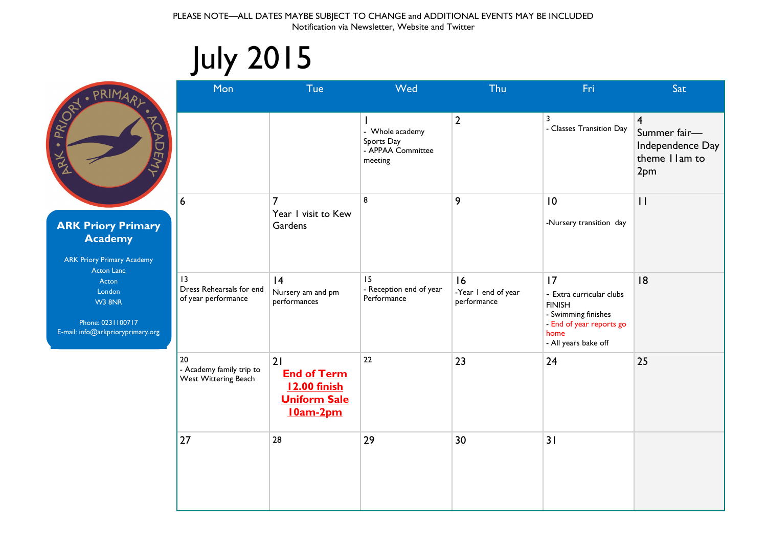PLEASE NOTE—ALL DATES MAYBE SUBJECT TO CHANGE and ADDITIONAL EVENTS MAY BE INCLUDED
Notification via Newsletter, Website and Twitter

# July 2015

## ARK Priory Primary Academy

ARK Priory Primary Academy
Acton Lane
Acton
London
W3 8NR

Phone: 0231100717
E-mail: info@arkprioryprimary.org

| Mon | Tue | Wed | Thu | Fri | Sat |
|---|---|---|---|---|---|
| | | 1 - Whole academy Sports Day - APPAA Committee meeting | 2 | 3 - Classes Transition Day | 4 Summer fair—Independence Day theme 11am to 2pm |
| 6 | 7 Year 1 visit to Kew Gardens | 8 | 9 | 10 -Nursery transition day | 11 |
| 13 Dress Rehearsals for end of year performance | 14 Nursery am and pm performances | 15 - Reception end of year Performance | 16 -Year 1 end of year performance | 17 - Extra curricular clubs FINISH - Swimming finishes - End of year reports go home - All years bake off | 18 |
| 20 - Academy family trip to West Wittering Beach | 21 **End of Term 12.00 finish Uniform Sale 10am-2pm** | 22 | 23 | 24 | 25 |
| 27 | 28 | 29 | 30 | 31 | |